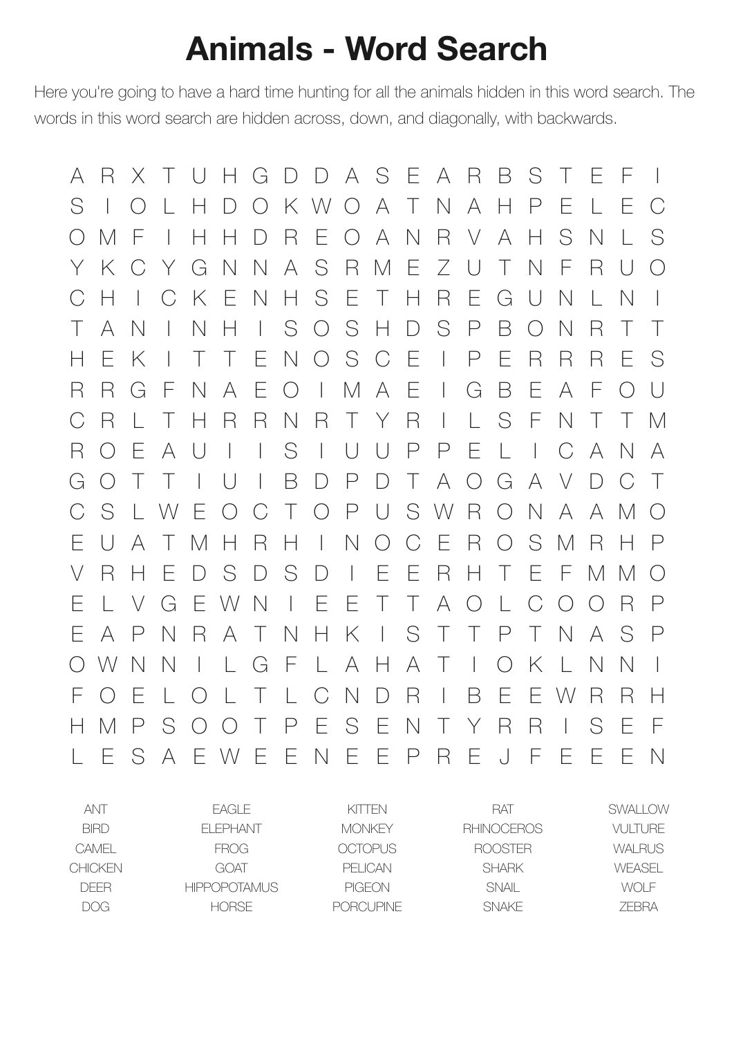# Animals - Word Search

Here you're going to have a hard time hunting for all the animals hidden in this word search. The words in this word search are hidden across, down, and diagonally, with backwards.

```
A R X T U H G D D A S E A R B S T E F I
S I O L H D O K W O A T N A H P E L E C
O M F I H H D R E O A N R V A H S N L S
Y K C Y G N N A S R M E Z U T N F R U O
C H I C K E N H S E T H R E G U N L N I
T A N I N H I S O S H D S P B O N R T T
H E K I T T E N O S C E I P E R R R E S
R R G F N A E O I M A E I G B E A F O U
C R L T H R R N R T Y R I L S F N T T M
R O E A U I I S I U U P P E L I C A N A
G O T T I U I B D P D T A O G A V D C T
C S L W E O C T O P U S W R O N A A M O
E U A T M H R H I N O C E R O S M R H P
V R H E D S D S D I E E R H T E F M M O
E L V G E W N I E E T T A O L C O O R P
E A P N R A T N H K I S T T P T N A S P
O W N N I L G F L A H A T I O K L N N I
F O E L O L T L C N D R I B E E W R R H
H M P S O O T P E S E N T Y R R I S E F
L E S A E W E E N E E P R E J F E E E N
```

| | | | | |
|---|---|---|---|---|
| ANT | EAGLE | KITTEN | RAT | SWALLOW |
| BIRD | ELEPHANT | MONKEY | RHINOCEROS | VULTURE |
| CAMEL | FROG | OCTOPUS | ROOSTER | WALRUS |
| CHICKEN | GOAT | PELICAN | SHARK | WEASEL |
| DEER | HIPPOPOTAMUS | PIGEON | SNAIL | WOLF |
| DOG | HORSE | PORCUPINE | SNAKE | ZEBRA |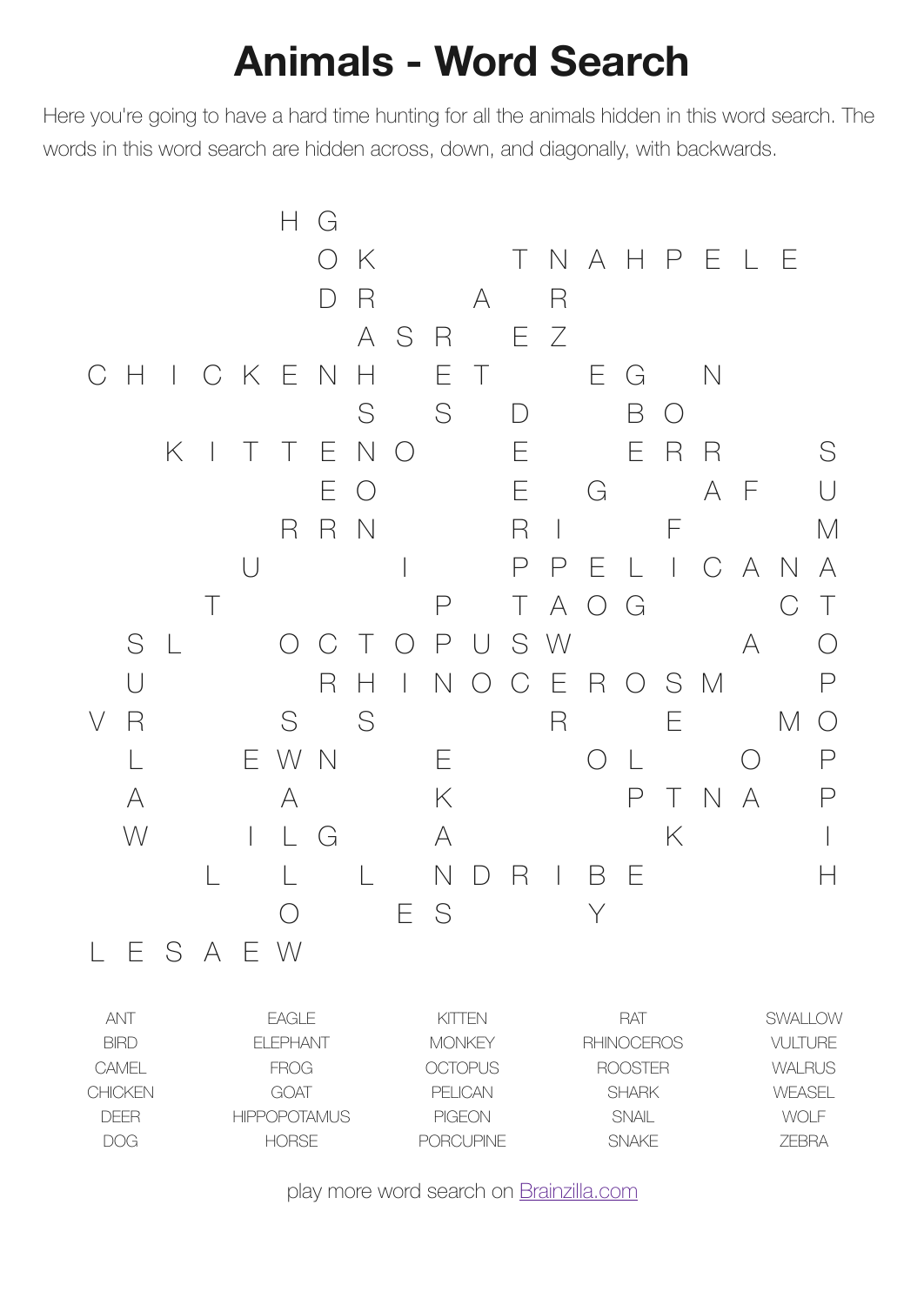# Animals - Word Search

Here you're going to have a hard time hunting for all the animals hidden in this word search. The words in this word search are hidden across, down, and diagonally, with backwards.

| | | | | | | | | | | | | | | | | | | | |
|---|---|---|---|---|---|---|---|---|---|---|---|---|---|---|---|---|---|---|---|
| | | | | | H | G | | | | | | | | | | | | | |
| | | | | | | O | K | | | | T | N | A | H | P | E | L | E | |
| | | | | | | D | R | | | A | | R | | | | | | | |
| | | | | | | | A | S | R | | E | Z | | | | | | | |
| C | H | I | C | K | E | N | H | | E | T | | | E | G | | N | | | |
| | | | | | | | S | | S | | D | | | B | O | | | | |
| | | K | I | T | T | E | N | O | | | E | | | E | R | R | | | S |
| | | | | | | E | O | | | | E | | G | | | A | F | | U |
| | | | | | R | R | N | | | | R | I | | | F | | | | M |
| | | | | U | | | | I | | | P | P | E | L | I | C | A | N | A |
| | | | T | | | | | | P | | T | A | O | G | | | | C | T |
| | S | L | | | O | C | T | O | P | U | S | W | | | | | A | | O |
| | U | | | | | R | H | I | N | O | C | E | R | O | S | M | | | P |
| V | R | | | | S | | S | | | | | R | | | E | | | M | O |
| | L | | | E | W | N | | | E | | | | O | L | | | O | | P |
| | A | | | | A | | | | K | | | | | P | T | N | A | | P |
| | W | | | I | L | G | | | A | | | | | | K | | | | I |
| | | | L | | L | | L | | N | D | R | I | B | E | | | | | H |
| | | | | | O | | | E | S | | | | Y | | | | | | |
| L | E | S | A | E | W | | | | | | | | | | | | | | |

| | | | | |
|---|---|---|---|---|
| ANT | EAGLE | KITTEN | RAT | SWALLOW |
| BIRD | ELEPHANT | MONKEY | RHINOCEROS | VULTURE |
| CAMEL | FROG | OCTOPUS | ROOSTER | WALRUS |
| CHICKEN | GOAT | PELICAN | SHARK | WEASEL |
| DEER | HIPPOPOTAMUS | PIGEON | SNAIL | WOLF |
| DOG | HORSE | PORCUPINE | SNAKE | ZEBRA |

play more word search on Brainzilla.com